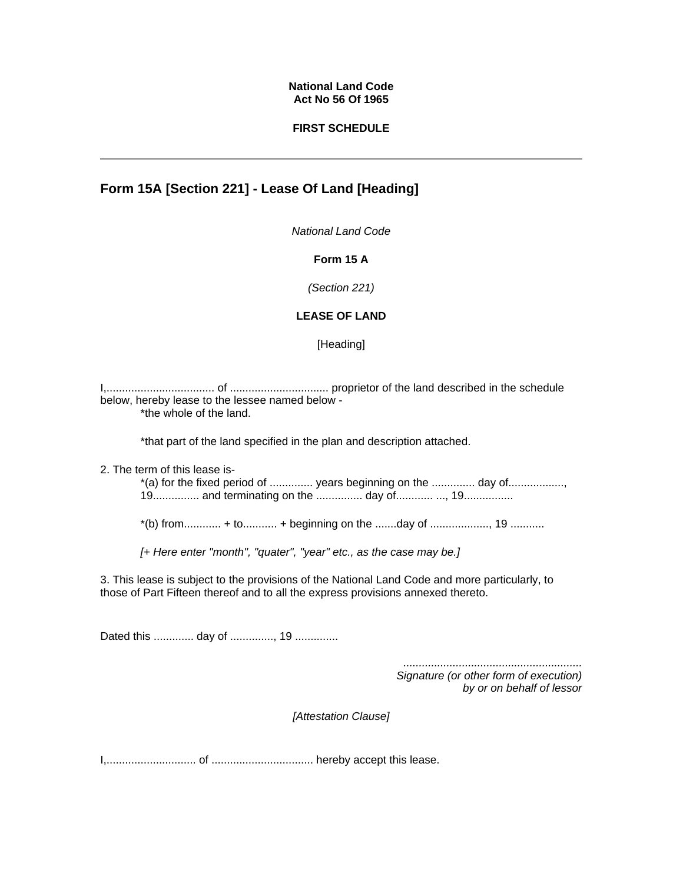**National Land Code**
**Act No 56 Of 1965**

**FIRST SCHEDULE**

---

## Form 15A [Section 221] - Lease Of Land [Heading]

*National Land Code*

**Form 15 A**

*(Section 221)*

**LEASE OF LAND**

[Heading]

I,.................................... of ................................ proprietor of the land described in the schedule below, hereby lease to the lessee named below -

*the whole of the land.

*that part of the land specified in the plan and description attached.

2. The term of this lease is-

*(a) for the fixed period of .............. years beginning on the .............. day of.................., 19............... and terminating on the ............... day of............ ..., 19................

*(b) from............ + to........... + beginning on the .......day of ..................., 19 ...........

*[+ Here enter "month", "quater", "year" etc., as the case may be.]*

3. This lease is subject to the provisions of the National Land Code and more particularly, to those of Part Fifteen thereof and to all the express provisions annexed thereto.

Dated this ............. day of .............., 19 ..............

..........................................................
*Signature (or other form of execution)*
*by or on behalf of lessor*

*[Attestation Clause]*

I,............................. of ................................. hereby accept this lease.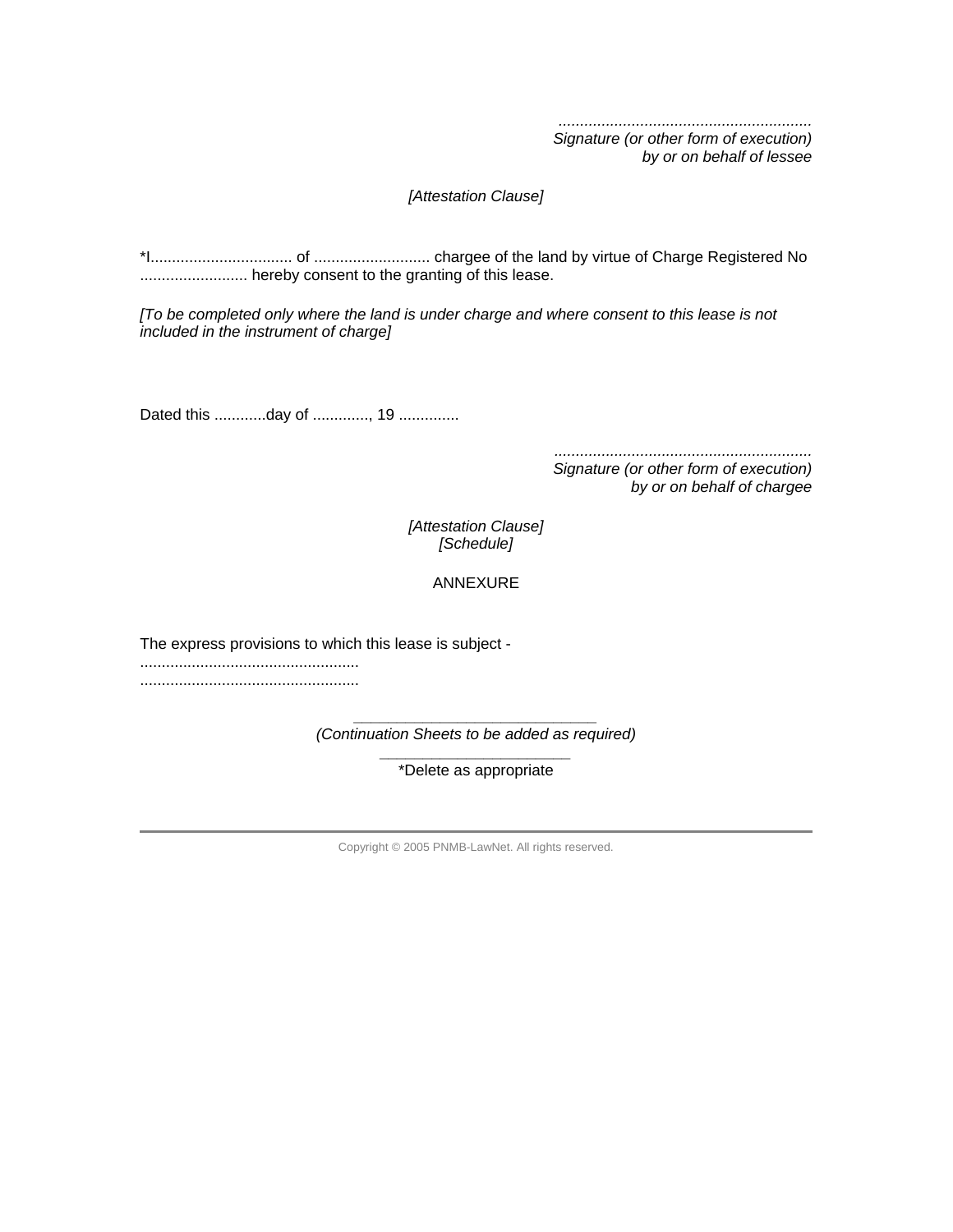...........................................................
*Signature (or other form of execution)*
*by or on behalf of lessee*

*[Attestation Clause]*

*I................................. of ........................... chargee of the land by virtue of Charge Registered No ......................... hereby consent to the granting of this lease.

*[To be completed only where the land is under charge and where consent to this lease is not included in the instrument of charge]*

Dated this ............day of ............., 19 ..............

...........................................................
*Signature (or other form of execution)*
*by or on behalf of chargee*

*[Attestation Clause]*
*[Schedule]*

ANNEXURE

The express provisions to which this lease is subject -
...................................................
...................................................

*(Continuation Sheets to be added as required)*

*Delete as appropriate